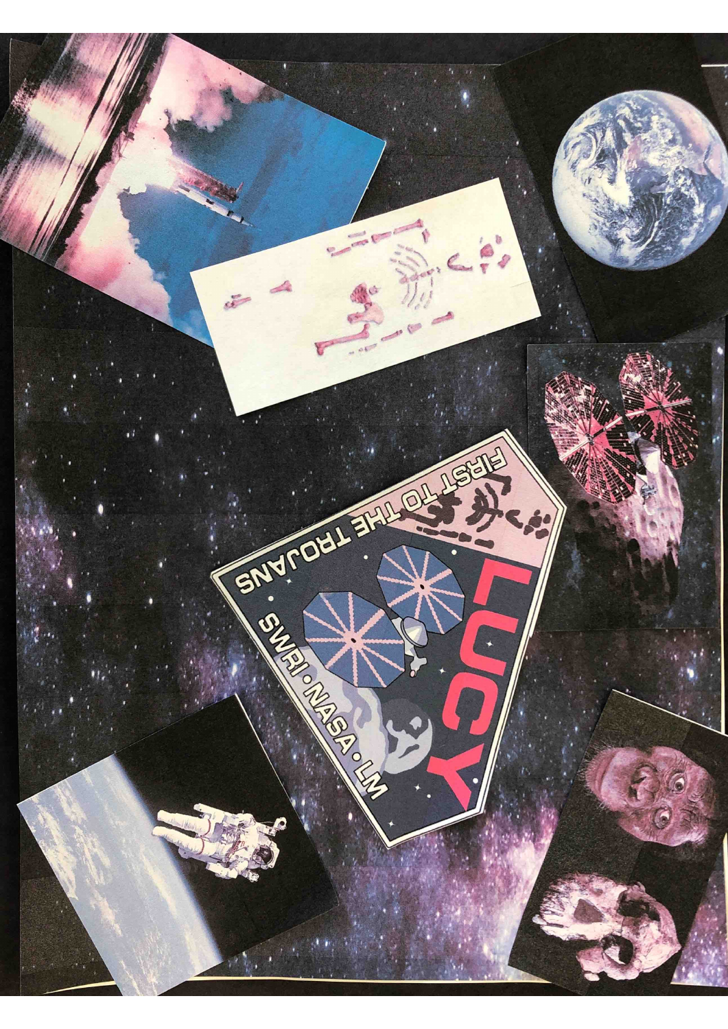LUCY

FIRST TO THE TROJANS

SWRI • NASA • LM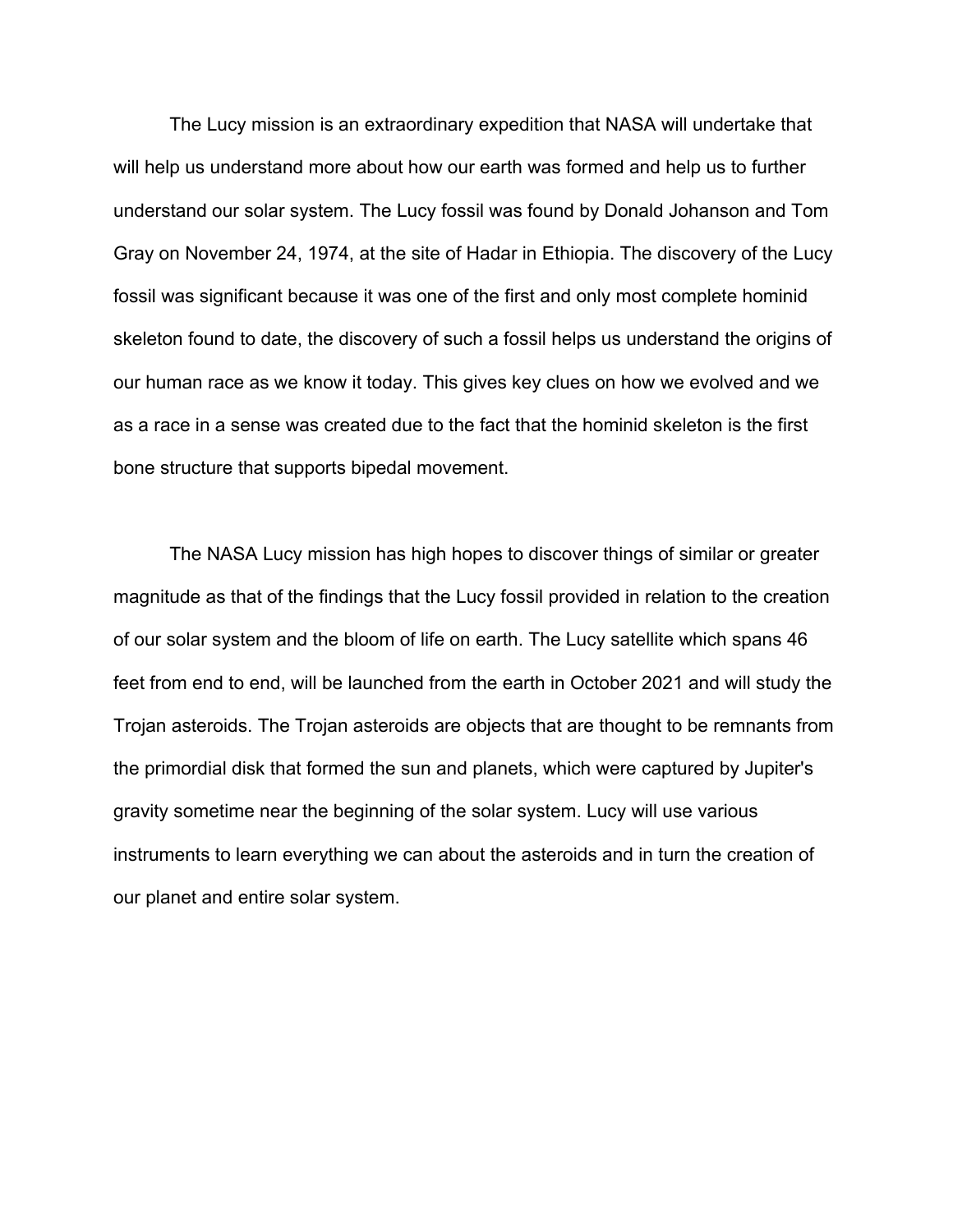The Lucy mission is an extraordinary expedition that NASA will undertake that will help us understand more about how our earth was formed and help us to further understand our solar system. The Lucy fossil was found by Donald Johanson and Tom Gray on November 24, 1974, at the site of Hadar in Ethiopia. The discovery of the Lucy fossil was significant because it was one of the first and only most complete hominid skeleton found to date, the discovery of such a fossil helps us understand the origins of our human race as we know it today. This gives key clues on how we evolved and we as a race in a sense was created due to the fact that the hominid skeleton is the first bone structure that supports bipedal movement.

The NASA Lucy mission has high hopes to discover things of similar or greater magnitude as that of the findings that the Lucy fossil provided in relation to the creation of our solar system and the bloom of life on earth. The Lucy satellite which spans 46 feet from end to end, will be launched from the earth in October 2021 and will study the Trojan asteroids. The Trojan asteroids are objects that are thought to be remnants from the primordial disk that formed the sun and planets, which were captured by Jupiter's gravity sometime near the beginning of the solar system. Lucy will use various instruments to learn everything we can about the asteroids and in turn the creation of our planet and entire solar system.